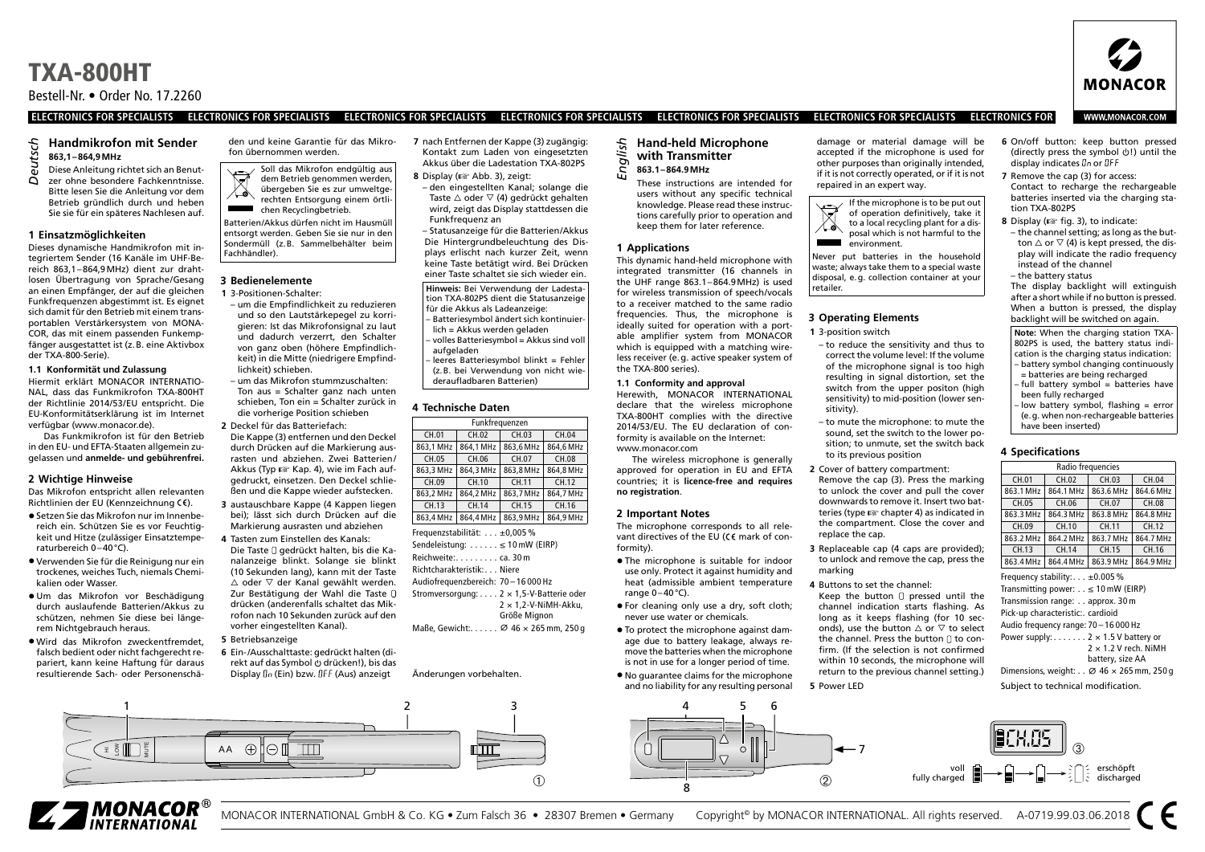# TXA-800HT

Bestell-Nr. • Order No. 17.2260

## Deutsch

### Handmikrofon mit Sender
**863,1 – 864,9 MHz**

Diese Anleitung richtet sich an Benutzer ohne besondere Fachkenntnisse. Bitte lesen Sie die Anleitung vor dem Betrieb gründlich durch und heben Sie sie für ein späteres Nachlesen auf.

### 1 Einsatzmöglichkeiten

Dieses dynamische Handmikrofon mit integriertem Sender (16 Kanäle im UHF-Bereich 863,1 – 864,9 MHz) dient zur drahtlosen Übertragung von Sprache/Gesang an einen Empfänger, der auf die gleichen Funkfrequenzen abgestimmt ist. Es eignet sich damit für den Betrieb mit einem transportablen Verstärkersystem von MONACOR, das mit einem passenden Funkempfänger ausgestattet ist (z. B. eine Aktivbox der TXA-800-Serie).

#### 1.1 Konformität und Zulassung

Hiermit erklärt MONACOR INTERNATIONAL, dass das Funkmikrofon TXA-800HT der Richtlinie 2014/53/EU entspricht. Die EU-Konformitätserklärung ist im Internet verfügbar (www.monacor.de).

Das Funkmikrofon ist für den Betrieb in den EU- und EFTA-Staaten allgemein zugelassen und **anmelde- und gebührenfrei.**

### 2 Wichtige Hinweise

Das Mikrofon entspricht allen relevanten Richtlinien der EU (Kennzeichnung CE).

- Setzen Sie das Mikrofon nur im Innenbereich ein. Schützen Sie es vor Feuchtigkeit und Hitze (zulässiger Einsatztemperaturbereich 0 – 40 °C).
- Verwenden Sie für die Reinigung nur ein trockenes, weiches Tuch, niemals Chemikalien oder Wasser.
- Um das Mikrofon vor Beschädigung durch auslaufende Batterien/Akkus zu schützen, nehmen Sie diese bei längerem Nichtgebrauch heraus.
- Wird das Mikrofon zweckentfremdet, falsch bedient oder nicht fachgerecht repariert, kann keine Haftung für daraus resultierende Sach- oder Personenschäden und keine Garantie für das Mikrofon übernommen werden.

Soll das Mikrofon endgültig aus dem Betrieb genommen werden, übergeben Sie es zur umweltgerechten Entsorgung einem örtlichen Recyclingbetrieb.

Batterien/Akkus dürfen nicht im Hausmüll entsorgt werden. Geben Sie sie nur in den Sondermüll (z. B. Sammelbehälter beim Fachhändler).

### 3 Bedienelemente

**1** 3-Positionen-Schalter:
– um die Empfindlichkeit zu reduzieren und so den Lautstärkepegel zu korrigieren: Ist das Mikrofonsignal zu laut und dadurch verzerrt, den Schalter von ganz oben (höhere Empfindlichkeit) in die Mitte (niedrigere Empfindlichkeit) schieben.
– um das Mikrofon stummzuschalten: Ton aus = Schalter ganz nach unten schieben, Ton ein = Schalter zurück in die vorherige Position schieben

**2** Deckel für das Batteriefach:
Die Kappe (3) entfernen und den Deckel durch Drücken auf die Markierung ausrasten und abziehen. Zwei Batterien/Akkus (Typ ☞ Kap. 4), wie im Fach aufgedruckt, einsetzen. Den Deckel schließen und die Kappe wieder aufstecken.

**3** austauschbare Kappe (4 Kappen liegen bei); lässt sich durch Drücken auf die Markierung ausrasten und abziehen

**4** Tasten zum Einstellen des Kanals:
Die Taste ▯ gedrückt halten, bis die Kanalanzeige blinkt. Solange sie blinkt (10 Sekunden lang), kann mit der Taste △ oder ▽ der Kanal gewählt werden. Zur Bestätigung der Wahl die Taste ▯ drücken (anderenfalls schaltet das Mikrofon nach 10 Sekunden zurück auf den vorher eingestellten Kanal).

**5** Betriebsanzeige

**6** Ein-/Ausschalttaste: gedrückt halten (direkt auf das Symbol ⏻ drücken!), bis das Display On (Ein) bzw. OFF (Aus) anzeigt

**7** nach Entfernen der Kappe (3) zugängig: Kontakt zum Laden von eingesetzten Akkus über die Ladestation TXA-802PS

**8** Display (☞ Abb. 3), zeigt:
– den eingestellten Kanal; solange die Taste △ oder ▽ (4) gedrückt gehalten wird, zeigt das Display stattdessen die Funkfrequenz an
– Statusanzeige für die Batterien/Akkus
Die Hintergrundbeleuchtung des Displays erlischt nach kurzer Zeit, wenn keine Taste betätigt wird. Bei Drücken einer Taste schaltet sie sich wieder ein.

**Hinweis:** Bei Verwendung der Ladestation TXA-802PS dient die Statusanzeige für die Akkus als Ladeanzeige:
– Batteriesymbol ändert sich kontinuierlich = Akkus werden geladen
– volles Batteriesymbol = Akkus sind voll aufgeladen
– leeres Batteriesymbol blinkt = Fehler (z. B. bei Verwendung von nicht wiederaufladbaren Batterien)

### 4 Technische Daten

| Funkfrequenzen | | | |
|---|---|---|---|
| CH.01 | CH.02 | CH.03 | CH.04 |
| 863,1 MHz | 864,1 MHz | 863,6 MHz | 864,6 MHz |
| CH.05 | CH.06 | CH.07 | CH.08 |
| 863,3 MHz | 864,3 MHz | 863,8 MHz | 864,8 MHz |
| CH.09 | CH.10 | CH.11 | CH.12 |
| 863,2 MHz | 864,2 MHz | 863,7 MHz | 864,7 MHz |
| CH.13 | CH.14 | CH.15 | CH.16 |
| 863,4 MHz | 864,4 MHz | 863,9 MHz | 864,9 MHz |

Frequenzstabilität: . . . ±0,005 %
Sendeleistung: . . . . . . ≤ 10 mW (EIRP)
Reichweite: . . . . . . . . . ca. 30 m
Richtcharakteristik: . . . Niere
Audiofrequenzbereich: 70 – 16 000 Hz
Stromversorgung: . . . . 2 × 1,5-V-Batterie oder 2 × 1,2-V-NiMH-Akku, Größe Mignon
Maße, Gewicht: . . . . . Ø 46 × 265 mm, 250 g

Änderungen vorbehalten.

## English

### Hand-held Microphone with Transmitter
**863.1 – 864.9 MHz**

These instructions are intended for users without any specific technical knowledge. Please read these instructions carefully prior to operation and keep them for later reference.

### 1 Applications

This dynamic hand-held microphone with integrated transmitter (16 channels in the UHF range 863.1 – 864.9 MHz) is used for wireless transmission of speech/vocals to a receiver matched to the same radio frequencies. Thus, the microphone is ideally suited for operation with a portable amplifier system from MONACOR which is equipped with a matching wireless receiver (e. g. active speaker system of the TXA-800 series).

#### 1.1 Conformity and approval

Herewith, MONACOR INTERNATIONAL declare that the wireless microphone TXA-800HT complies with the directive 2014/53/EU. The EU declaration of conformity is available on the Internet: www.monacor.com

The wireless microphone is generally approved for operation in EU and EFTA countries; it is **licence-free and requires no registration**.

### 2 Important Notes

The microphone corresponds to all relevant directives of the EU (CE mark of conformity).

- The microphone is suitable for indoor use only. Protect it against humidity and heat (admissible ambient temperature range 0 – 40 °C).
- For cleaning only use a dry, soft cloth; never use water or chemicals.
- To protect the microphone against damage due to battery leakage, always remove the batteries when the microphone is not in use for a longer period of time.
- No guarantee claims for the microphone and no liability for any resulting personal damage or material damage will be accepted if the microphone is used for other purposes than originally intended, if it is not correctly operated, or if it is not repaired in an expert way.

If the microphone is to be put out of operation definitively, take it to a local recycling plant for a disposal which is not harmful to the environment.

Never put batteries in the household waste; always take them to a special waste disposal, e. g. collection container at your retailer.

### 3 Operating Elements

**1** 3-position switch
– to reduce the sensitivity and thus to correct the volume level: If the volume of the microphone signal is too high resulting in signal distortion, set the switch from the upper positon (high sensitivity) to mid-position (lower sensitivity).
– to mute the microphone: to mute the sound, set the switch to the lower position; to unmute, set the switch back to its previous position

**2** Cover of battery compartment:
Remove the cap (3). Press the marking to unlock the cover and pull the cover downwards to remove it. Insert two batteries (type ☞ chapter 4) as indicated in the compartment. Close the cover and replace the cap.

**3** Replaceable cap (4 caps are provided); to unlock and remove the cap, press the marking

**4** Buttons to set the channel:
Keep the button ▯ pressed until the channel indication starts flashing. As long as it keeps flashing (for 10 seconds), use the button △ or ▽ to select the channel. Press the button ▯ to confirm. (If the selection is not confirmed within 10 seconds, the microphone will return to the previous channel setting.)

**5** Power LED

**6** On/off button: keep button pressed (directly press the symbol ⏻!) until the display indicates On or OFF

**7** Remove the cap (3) for access:
Contact to recharge the rechargeable batteries inserted via the charging station TXA-802PS

**8** Display (☞ fig. 3), to indicate:
– the channel setting; as long as the button △ or ▽ (4) is kept pressed, the display will indicate the radio frequency instead of the channel
– the battery status
The display backlight will extinguish after a short while if no button is pressed. When a button is pressed, the display backlight will be switched on again.

**Note:** When the charging station TXA-802PS is used, the battery status indication is the charging status indication:
– battery symbol changing continuously = batteries are being recharged
– full battery symbol = batteries have been fully recharged
– low battery symbol, flashing = error (e. g. when non-rechargeable batteries have been inserted)

### 4 Specifications

| Radio frequencies | | | |
|---|---|---|---|
| CH.01 | CH.02 | CH.03 | CH.04 |
| 863.1 MHz | 864.1 MHz | 863.6 MHz | 864.6 MHz |
| CH.05 | CH.06 | CH.07 | CH.08 |
| 863.3 MHz | 864.3 MHz | 863.8 MHz | 864.8 MHz |
| CH.09 | CH.10 | CH.11 | CH.12 |
| 863.2 MHz | 864.2 MHz | 863.7 MHz | 864.7 MHz |
| CH.13 | CH.14 | CH.15 | CH.16 |
| 863.4 MHz | 864.4 MHz | 863.9 MHz | 864.9 MHz |

Frequency stability: . . . ±0.005 %
Transmitting power: . . ≤ 10 mW (EIRP)
Transmission range: . . approx. 30 m
Pick-up characteristic: . cardioid
Audio frequency range: 70 – 16 000 Hz
Power supply: . . . . . . . 2 × 1.5 V battery or 2 × 1.2 V rech. NiMH battery, size AA
Dimensions, weight: . . Ø 46 × 265 mm, 250 g

Subject to technical modification.

voll / fully charged → erschöpft / discharged

MONACOR INTERNATIONAL GmbH & Co. KG • Zum Falsch 36 • 28307 Bremen • Germany    Copyright© by MONACOR INTERNATIONAL. All rights reserved.    A-0719.99.03.06.2018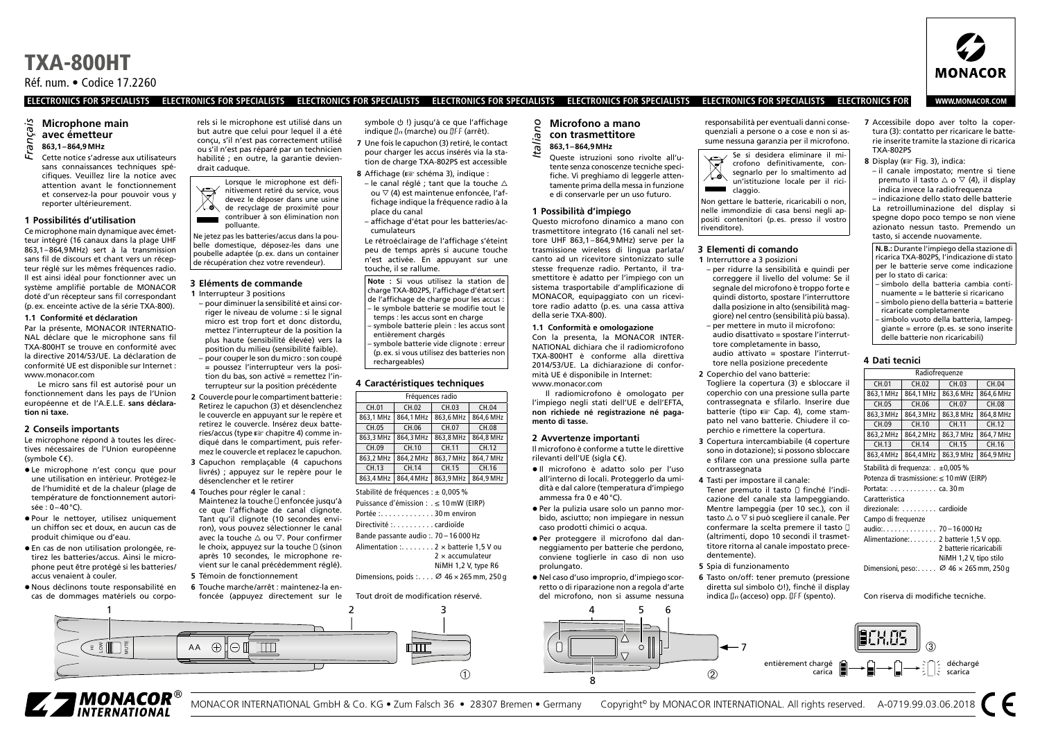# TXA-800HT

Réf. num. • Codice 17.2260

*Français*

## Microphone main avec émetteur

**863,1–864,9 MHz**

Cette notice s'adresse aux utilisateurs sans connaissances techniques spécifiques. Veuillez lire la notice avec attention avant le fonctionnement et conservez-la pour pouvoir vous y reporter ultérieurement.

### 1 Possibilités d'utilisation

Ce microphone main dynamique avec émetteur intégré (16 canaux dans la plage UHF 863,1–864,9 MHz) sert à la transmission sans fil de discours et chant vers un récepteur réglé sur les mêmes fréquences radio. Il est ainsi idéal pour fonctionner avec un système amplifié portable de MONACOR doté d'un récepteur sans fil correspondant (p. ex. enceinte active de la série TXA-800).

#### 1.1 Conformité et déclaration

Par la présente, MONACOR INTERNATIONAL déclare que le microphone sans fil TXA-800HT se trouve en conformité avec la directive 2014/53/UE. La déclaration de conformité UE est disponible sur Internet : www.monacor.com

Le micro sans fil est autorisé pour un fonctionnement dans les pays de l'Union européenne et de l'A.E.L.E. **sans déclaration ni taxe.**

### 2 Conseils importants

Le microphone répond à toutes les directives nécessaires de l'Union européenne (symbole CE).

- Le microphone n'est conçu que pour une utilisation en intérieur. Protégez-le de l'humidité et de la chaleur (plage de température de fonctionnement autorisée : 0–40 °C).
- Pour le nettoyer, utilisez uniquement un chiffon sec et doux, en aucun cas de produit chimique ou d'eau.
- En cas de non utilisation prolongée, retirez les batteries/accus. Ainsi le microphone peut être protégé si les batteries/accus venaient à couler.
- Nous déclinons toute responsabilité en cas de dommages matériels ou corporels si le microphone est utilisé dans un but autre que celui pour lequel il a été conçu, s'il n'est pas correctement utilisé ou s'il n'est pas réparé par un technicien habilité ; en outre, la garantie deviendrait caduque.

Lorsque le microphone est définitivement retiré du service, vous devez le déposer dans une usine de recyclage de proximité pour contribuer à son élimination non polluante.

Ne jetez pas les batteries/accus dans la poubelle domestique, déposez-les dans une poubelle adaptée (p. ex. dans un container de récupération chez votre revendeur).

### 3 Eléments de commande

1 Interrupteur 3 positions
   - pour diminuer la sensibilité et ainsi corriger le niveau de volume : si le signal micro est trop fort et donc distordu, mettez l'interrupteur de la position la plus haute (sensibilité élevée) vers la position du milieu (sensibilité faible).
   - pour couper le son du micro : son coupé = poussez l'interrupteur vers la position du bas, son activé = remettez l'interrupteur sur la position précédente

2 Couvercle pour le compartiment batterie : Retirez le capuchon (3) et désenclenchez le couvercle en appuyant sur le repère et retirez le couvercle. Insérez deux batteries/accus (type ☞ chapitre 4) comme indiqué dans le compartiment, puis refermez le couvercle et replacez le capuchon.

3 Capuchon remplaçable (4 capuchons livrés) ; appuyez sur le repère pour le désenclencher et le retirer

4 Touches pour régler le canal : Maintenez la touche ▯ enfoncée jusqu'à ce que l'affichage de canal clignote. Tant qu'il clignote (10 secondes environ), vous pouvez sélectionner le canal avec la touche △ ou ▽. Pour confirmer le choix, appuyez sur la touche ▯ (sinon après 10 secondes, le microphone revient sur le canal précédemment réglé).

5 Témoin de fonctionnement

6 Touche marche/arrêt : maintenez-la enfoncée (appuyez directement sur le symbole ⏻ !) jusqu'à ce que l'affichage indique On (marche) ou OFF (arrêt).

7 Une fois le capuchon (3) retiré, le contact pour charger les accus insérés via la station de charge TXA-802PS est accessible

8 Affichage (☞ schéma 3), indique :
   - le canal réglé ; tant que la touche △ ou ▽ (4) est maintenue enfoncée, l'affichage indique la fréquence radio à la place du canal
   - affichage d'état pour les batteries/accumulateurs

   Le rétroéclairage de l'affichage s'éteint peu de temps après si aucune touche n'est activée. En appuyant sur une touche, il se rallume.

**Note :** Si vous utilisez la station de charge TXA-802PS, l'affichage d'état sert de l'affichage de charge pour les accus :
- le symbole batterie se modifie tout le temps : les accus sont en charge
- symbole batterie plein : les accus sont entièrement chargés
- symbole batterie vide clignote : erreur (p. ex. si vous utilisez des batteries non rechargeables)

### 4 Caractéristiques techniques

| Fréquences radio | | | |
|---|---|---|---|
| CH.01 | CH.02 | CH.03 | CH.04 |
| 863,1 MHz | 864,1 MHz | 863,6 MHz | 864,6 MHz |
| CH.05 | CH.06 | CH.07 | CH.08 |
| 863,3 MHz | 864,3 MHz | 863,8 MHz | 864,8 MHz |
| CH.09 | CH.10 | CH.11 | CH.12 |
| 863,2 MHz | 864,2 MHz | 863,7 MHz | 864,7 MHz |
| CH.13 | CH.14 | CH.15 | CH.16 |
| 863,4 MHz | 864,4 MHz | 863,9 MHz | 864,9 MHz |

Stabilité de fréquences : ± 0,005 %
Puissance d'émission : ≤ 10 mW (EIRP)
Portée : 30 m environ
Directivité : cardioïde
Bande passante audio : 70–16 000 Hz
Alimentation : 2 × batteries 1,5 V ou 2 × accumulateur NiMH 1,2 V, type R6
Dimensions, poids : Ø 46 × 265 mm, 250 g

Tout droit de modification réservé.

*Italiano*

## Microfono a mano con trasmettitore

**863,1–864,9 MHz**

Queste istruzioni sono rivolte all'utente senza conoscenze tecniche specifiche. Vi preghiamo di leggerle attentamente prima della messa in funzione e di conservarle per un uso futuro.

### 1 Possibilità d'impiego

Questo microfono dinamico a mano con trasmettitore integrato (16 canali nel settore UHF 863,1–864,9 MHz) serve per la trasmissione wireless di lingua parlata/canto ad un ricevitore sintonizzato sulle stesse frequenze radio. Pertanto, il trasmettitore è adatto per l'impiego con un sistema trasportabile d'amplificazione di MONACOR, equipaggiato con un ricevitore radio adatto (p. es. una cassa attiva della serie TXA-800).

#### 1.1 Conformità e omologazione

Con la presente, la MONACOR INTERNATIONAL dichiara che il radiomicrofono TXA-800HT è conforme alla direttiva 2014/53/UE. La dichiarazione di conformità UE è disponibile in Internet: www.monacor.com

Il radiomicrofono è omologato per l'impiego negli stati dell'UE e dell'EFTA, **non richiede né registrazione né pagamento di tasse.**

### 2 Avvertenze importanti

Il microfono è conforme a tutte le direttive rilevanti dell'UE (sigla CE).

- Il microfono è adatto solo per l'uso all'interno di locali. Proteggerlo da umidità e dal calore (temperatura d'impiego ammessa fra 0 e 40 °C).
- Per la pulizia usare solo un panno morbido, asciutto; non impiegare in nessun caso prodotti chimici o acqua.
- Per proteggere il microfono dal danneggiamento per batterie che perdono, conviene toglierle in caso di non uso prolungato.
- Nel caso d'uso improprio, d'impiego scorretto o di riparazione non a regola d'arte del microfono, non si assume nessuna responsabilità per eventuali danni consequenziali a persone o a cose e non si assume nessuna garanzia per il microfono.

Se si desidera eliminare il microfono definitivamente, consegnarlo per lo smaltimento ad un'istituzione locale per il riciclaggio.

Non gettare le batterie, ricaricabili o non, nelle immondizie di casa bensì negli appositi contenitori (p. es. presso il vostro rivenditore).

### 3 Elementi di comando

1 Interruttore a 3 posizioni
   - per ridurre la sensibilità e quindi per correggere il livello del volume: Se il segnale del microfono è troppo forte e quindi distorto, spostare l'interruttore dalla posizione in alto (sensibilità maggiore) nel centro (sensibilità più bassa).
   - per mettere in muto il microfono: audio disattivato = spostare l'interruttore completamente in basso, audio attivato = spostare l'interruttore nella posizione precedente

2 Coperchio del vano batterie: Togliere la copertura (3) e sbloccare il coperchio con una pressione sulla parte contrassegnata e sfilarlo. Inserire due batterie (tipo ☞ Cap. 4), come stampato nel vano batterie. Chiudere il coperchio e rimettere la copertura.

3 Copertura intercambiabile (4 coperture sono in dotazione); si possono sbloccare e sfilare con una pressione sulla parte contrassegnata

4 Tasti per impostare il canale: Tener premuto il tasto ▯ finché l'indicazione del canale sta lampeggiando. Mentre lampeggia (per 10 sec.), con il tasto △ o ▽ si può scegliere il canale. Per confermare la scelta premere il tasto ▯ (altrimenti, dopo 10 secondi il trasmettitore ritorna al canale impostato precedentemente).

5 Spia di funzionamento

6 Tasto on/off: tener premuto (pressione diretta sul simbolo ⏻!), finché il display indica On (acceso) opp. OFF (spento).

7 Accessibile dopo aver tolto la copertura (3): contatto per ricaricare le batterie inserite tramite la stazione di ricarica TXA-802PS

8 Display (☞ Fig. 3), indica:
   - il canale impostato; mentre si tiene premuto il tasto △ o ▽ (4), il display indica invece la radiofrequenza
   - indicazione dello stato delle batterie

   La retroilluminazione del display si spegne dopo poco tempo se non viene azionato nessun tasto. Premendo un tasto, si accende nuovamente.

**N.B.:** Durante l'impiego della stazione di ricarica TXA-802PS, l'indicazione di stato per le batterie serve come indicazione per lo stato di carica:
- simbolo della batteria cambia continuamente = le batterie si ricaricano
- simbolo pieno della batteria = batterie ricaricate completamente
- simbolo vuoto della batteria, lampeggiante = errore (p. es. se sono inserite delle batterie non ricaricabili)

### 4 Dati tecnici

| Radiofrequenze | | | |
|---|---|---|---|
| CH.01 | CH.02 | CH.03 | CH.04 |
| 863,1 MHz | 864,1 MHz | 863,6 MHz | 864,6 MHz |
| CH.05 | CH.06 | CH.07 | CH.08 |
| 863,3 MHz | 864,3 MHz | 863,8 MHz | 864,8 MHz |
| CH.09 | CH.10 | CH.11 | CH.12 |
| 863,2 MHz | 864,2 MHz | 863,7 MHz | 864,7 MHz |
| CH.13 | CH.14 | CH.15 | CH.16 |
| 863,4 MHz | 864,4 MHz | 863,9 MHz | 864,9 MHz |

Stabilità di frequenza: ±0,005 %
Potenza di trasmissione: ≤ 10 mW (EIRP)
Portata: ca. 30 m
Caratteristica direzionale: cardioide
Campo di frequenze audio: 70–16 000 Hz
Alimentazione: 2 batterie 1,5 V opp. 2 batterie ricaricabili NiMH 1,2 V, tipo stilo
Dimensioni, peso: Ø 46 × 265 mm, 250 g

Con riserva di modifiche tecniche.

entièrement chargé / carica — déchargé / scarica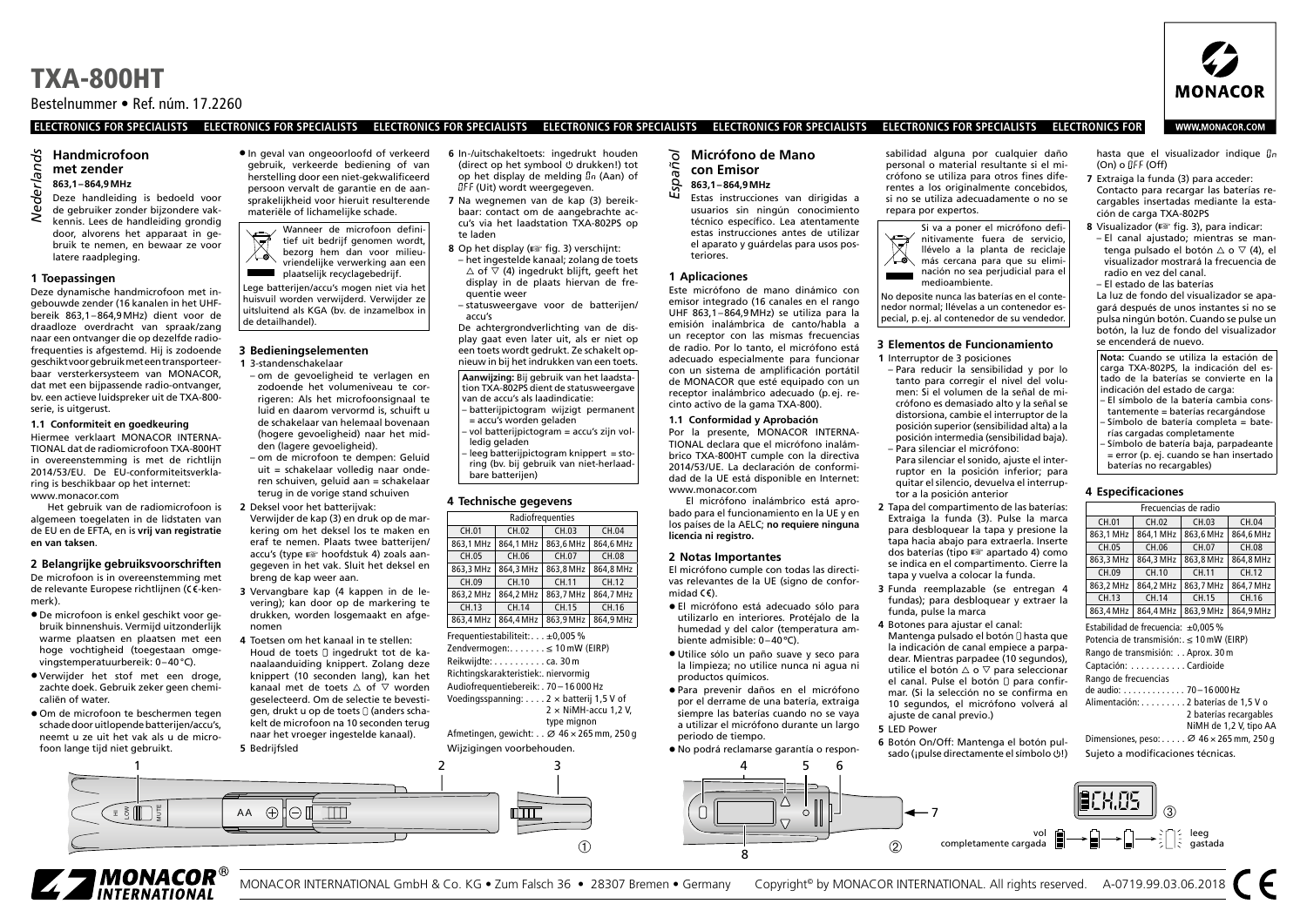# TXA-800HT

Bestelnummer • Ref. núm. 17.2260

ELECTRONICS FOR SPECIALISTS ELECTRONICS FOR SPECIALISTS ELECTRONICS FOR SPECIALISTS ELECTRONICS FOR SPECIALISTS ELECTRONICS FOR SPECIALISTS ELECTRONICS FOR SPECIALISTS ELECTRONICS FOR

*Nederlands*

## Handmicrofoon met zender

**863,1–864,9 MHz**

Deze handleiding is bedoeld voor de gebruiker zonder bijzondere vakkennis. Lees de handleiding grondig door, alvorens het apparaat in gebruik te nemen, en bewaar ze voor latere raadpleging.

### 1 Toepassingen

Deze dynamische handmicrofoon met ingebouwde zender (16 kanalen in het UHF-bereik 863,1–864,9 MHz) dient voor de draadloze overdracht van spraak/zang naar een ontvanger die op dezelfde radiofrequenties is afgestemd. Hij is zodoende geschikt voor gebruik met een transporteerbaar versterkersysteem van MONACOR, dat met een bijpassende radio-ontvanger, bv. een actieve luidspreker uit de TXA-800-serie, is uitgerust.

#### 1.1 Conformiteit en goedkeuring

Hiermee verklaart MONACOR INTERNATIONAL dat de radiomicrofoon TXA-800HT in overeenstemming is met de richtlijn 2014/53/EU. De EU-conformiteitsverklaring is beschikbaar op het internet: www.monacor.com

Het gebruik van de radiomicrofoon is algemeen toegelaten in de lidstaten van de EU en de EFTA, en is **vrij van registratie en van taksen**.

### 2 Belangrijke gebruiksvoorschriften

De microfoon is in overeenstemming met de relevante Europese richtlijnen (CE-kenmerk).

- De microfoon is enkel geschikt voor gebruik binnenshuis. Vermijd uitzonderlijk warme plaatsen en plaatsen met een hoge vochtigheid (toegestaan omgevingstemperatuurbereik: 0–40 °C).
- Verwijder het stof met een droge, zachte doek. Gebruik zeker geen chemicaliën of water.
- Om de microfoon te beschermen tegen schade door uitlopende batterijen/accu's, neemt u ze uit het vak als u de microfoon lange tijd niet gebruikt.
- In geval van ongeoorloofd of verkeerd gebruik, verkeerde bediening of van herstelling door een niet-gekwalificeerd persoon vervalt de garantie en de aansprakelijkheid voor hieruit resulterende materiële of lichamelijke schade.

Wanneer de microfoon definitief uit bedrijf genomen wordt, bezorg hem dan voor milieuvriendelijke verwerking aan een plaatselijk recyclagebedrijf.

Lege batterijen/accu's mogen niet via het huisvuil worden verwijderd. Verwijder ze uitsluitend als KGA (bv. de inzamelbox in de detailhandel).

### 3 Bedieningselementen

**1** 3-standenschakelaar
- om de gevoeligheid te verlagen en zodoende het volumeniveau te corrigeren: Als het microfoonsignaal te luid en daarom vervormd is, schuift u de schakelaar van helemaal bovenaan (hogere gevoeligheid) naar het midden (lagere gevoeligheid).
- om de microfoon te dempen: Geluid uit = schakelaar volledig naar onderen schuiven, geluid aan = schakelaar terug in de vorige stand schuiven

**2** Deksel voor het batterijvak:
Verwijder de kap (3) en druk op de markering om het deksel los te maken en eraf te nemen. Plaats twee batterijen/accu's (type ☞ hoofdstuk 4) zoals aangegeven in het vak. Sluit het deksel en breng de kap weer aan.

**3** Vervangbare kap (4 kappen in de levering); kan door op de markering te drukken, worden losgemaakt en afgenomen

**4** Toetsen om het kanaal in te stellen:
Houd de toets ▯ ingedrukt tot de kanaalaanduiding knippert. Zolang deze knippert (10 seconden lang), kan het kanaal met de toets △ of ▽ worden geselecteerd. Om de selectie te bevestigen, drukt u op de toets ▯ (anders schakelt de microfoon na 10 seconden terug naar het vroeger ingestelde kanaal).

**5** Bedrijfsled

**6** In-/uitschakeltoets: ingedrukt houden (direct op het symbool ⏻ drukken!) tot op het display de melding On (Aan) of OFF (Uit) wordt weergegeven.

**7** Na wegnemen van de kap (3) bereikbaar: contact om de aangebrachte accu's via het laadstation TXA-802PS op te laden

**8** Op het display (☞ fig. 3) verschijnt:
- het ingestelde kanaal; zolang de toets △ of ▽ (4) ingedrukt blijft, geeft het display in de plaats hiervan de frequentie weer
- statusweergave voor de batterijen/accu's

De achtergrondverlichting van de display gaat even later uit, als er niet op een toets wordt gedrukt. Ze schakelt opnieuw in bij het indrukken van een toets.

**Aanwijzing:** Bij gebruik van het laadstation TXA-802PS dient de statusweergave van de accu's als laadindicatie:
- batterijpictogram wijzigt permanent = accu's worden geladen
- vol batterijpictogram = accu's zijn volledig geladen
- leeg batterijpictogram knippert = storing (bv. bij gebruik van niet-herlaadbare batterijen)

### 4 Technische gegevens

| Radiofrequenties | | | |
|---|---|---|---|
| CH.01 | CH.02 | CH.03 | CH.04 |
| 863,1 MHz | 864,1 MHz | 863,6 MHz | 864,6 MHz |
| CH.05 | CH.06 | CH.07 | CH.08 |
| 863,3 MHz | 864,3 MHz | 863,8 MHz | 864,8 MHz |
| CH.09 | CH.10 | CH.11 | CH.12 |
| 863,2 MHz | 864,2 MHz | 863,7 MHz | 864,7 MHz |
| CH.13 | CH.14 | CH.15 | CH.16 |
| 863,4 MHz | 864,4 MHz | 863,9 MHz | 864,9 MHz |

Frequentiestabiliteit: . . . ±0,005 %
Zendvermogen: . . . . . . . ≤ 10 mW (EIRP)
Reikwijdte: . . . . . . . . . . ca. 30 m
Richtingskarakteristiek: . niervormig
Audiofrequentiebereik: . . 70–16 000 Hz
Voedingsspanning: . . . . 2 × batterij 1,5 V of 2 × NiMH-accu 1,2 V, type mignon
Afmetingen, gewicht: . . Ø 46 × 265 mm, 250 g

Wijzigingen voorbehouden.

*Español*

## Micrófono de Mano con Emisor

**863,1–864,9 MHz**

Estas instrucciones van dirigidas a usuarios sin ningún conocimiento técnico específico. Lea atentamente estas instrucciones antes de utilizar el aparato y guárdelas para usos posteriores.

### 1 Aplicaciones

Este micrófono de mano dinámico con emisor integrado (16 canales en el rango UHF 863,1–864,9 MHz) se utiliza para la emisión inalámbrica de canto/habla a un receptor con las mismas frecuencias de radio. Por lo tanto, el micrófono está adecuado especialmente para funcionar con un sistema de amplificación portátil de MONACOR que esté equipado con un receptor inalámbrico adecuado (p. ej. recinto activo de la gama TXA-800).

#### 1.1 Conformidad y Aprobación

Por la presente, MONACOR INTERNATIONAL declara que el micrófono inalámbrico TXA-800HT cumple con la directiva 2014/53/UE. La declaración de conformidad de la UE está disponible en Internet: www.monacor.com

El micrófono inalámbrico está aprobado para el funcionamiento en la UE y en los países de la AELC; **no requiere ninguna licencia ni registro.**

### 2 Notas Importantes

El micrófono cumple con todas las directivas relevantes de la UE (signo de conformidad CE).

- El micrófono está adecuado sólo para utilizarlo en interiores. Protéjalo de la humedad y del calor (temperatura ambiente admisible: 0–40 °C).
- Utilice sólo un paño suave y seco para la limpieza; no utilice nunca ni agua ni productos químicos.
- Para prevenir daños en el micrófono por el derrame de una batería, extraiga siempre las baterías cuando no se vaya a utilizar el micrófono durante un largo periodo de tiempo.
- No podrá reclamarse garantía o responsabilidad alguna por cualquier daño personal o material resultante si el micrófono se utiliza para otros fines diferentes a los originalmente concebidos, si no se utiliza adecuadamente o no se repara por expertos.

Si va a poner el micrófono definitivamente fuera de servicio, llévelo a la planta de reciclaje más cercana para que su eliminación no sea perjudicial para el medioambiente.

No deposite nunca las baterías en el contenedor normal; llévelas a un contenedor especial, p. ej. al contenedor de su vendedor.

### 3 Elementos de Funcionamiento

**1** Interruptor de 3 posiciones
- Para reducir la sensibilidad y por lo tanto para corregir el nivel del volumen: Si el volumen de la señal de micrófono es demasiado alto y la señal se distorsiona, cambie el interruptor de la posición superior (sensibilidad alta) a la posición intermedia (sensibilidad baja).
- Para silenciar el micrófono:
Para silenciar el sonido, ajuste el interruptor en la posición inferior; para quitar el silencio, devuelva el interruptor a la posición anterior

**2** Tapa del compartimento de las baterías: Extraiga la funda (3). Pulse la marca para desbloquear la tapa y presione la tapa hacia abajo para extraerla. Inserte dos baterías (tipo ☞ apartado 4) como se indica en el compartimento. Cierre la tapa y vuelva a colocar la funda.

**3** Funda reemplazable (se entregan 4 fundas); para desbloquear y extraer la funda, pulse la marca

**4** Botones para ajustar el canal:
Mantenga pulsado el botón ▯ hasta que la indicación de canal empiece a parpadear. Mientras parpadee (10 segundos), utilice el botón △ o ▽ para seleccionar el canal. Pulse el botón ▯ para confirmar. (Si la selección no se confirma en 10 segundos, el micrófono volverá al ajuste de canal previo.)

**5** LED Power

**6** Botón On/Off: Mantenga el botón pulsado (¡pulse directamente el símbolo ⏻!) hasta que el visualizador indique On (On) o OFF (Off)

**7** Extraiga la funda (3) para acceder: Contacto para recargar las baterías recargables insertadas mediante la estación de carga TXA-802PS

**8** Visualizador (☞ fig. 3), para indicar:
- El canal ajustado; mientras se mantenga pulsado el botón △ o ▽ (4), el visualizador mostrará la frecuencia de radio en vez del canal.
- El estado de las baterías

La luz de fondo del visualizador se apagará después de unos instantes si no se pulsa ningún botón. Cuando se pulse un botón, la luz de fondo del visualizador se encenderá de nuevo.

**Nota:** Cuando se utiliza la estación de carga TXA-802PS, la indicación del estado de la baterías se convierte en la indicación del estado de carga:
- El símbolo de la batería cambia constantemente = baterías recargándose
- Símbolo de batería completa = baterías cargadas completamente
- Símbolo de batería baja, parpadeante = error (p. ej. cuando se han insertado baterías no recargables)

### 4 Especificaciones

| Frecuencias de radio | | | |
|---|---|---|---|
| CH.01 | CH.02 | CH.03 | CH.04 |
| 863,1 MHz | 864,1 MHz | 863,6 MHz | 864,6 MHz |
| CH.05 | CH.06 | CH.07 | CH.08 |
| 863,3 MHz | 864,3 MHz | 863,8 MHz | 864,8 MHz |
| CH.09 | CH.10 | CH.11 | CH.12 |
| 863,2 MHz | 864,2 MHz | 863,7 MHz | 864,7 MHz |
| CH.13 | CH.14 | CH.15 | CH.16 |
| 863,4 MHz | 864,4 MHz | 863,9 MHz | 864,9 MHz |

Estabilidad de frecuencia: ±0,005 %
Potencia de transmisión: . ≤ 10 mW (EIRP)
Rango de transmisión: . . Aprox. 30 m
Captación: . . . . . . . . . . . Cardioide
Rango de frecuencias de audio: . . . . . . . . . . . . . 70–16 000 Hz
Alimentación: . . . . . . . . . 2 baterías de 1,5 V o 2 baterías recargables NiMH de 1,2 V, tipo AA
Dimensiones, peso: . . . . . Ø 46 × 265 mm, 250 g

Sujeto a modificaciones técnicas.

1 HI LOW MUTE AA 2 3 ① 4 5 6 7 8 ② CH.05 ③ vol completamente cargada leeg gastada

MONACOR INTERNATIONAL GmbH & Co. KG • Zum Falsch 36 • 28307 Bremen • Germany Copyright© by MONACOR INTERNATIONAL. All rights reserved. A-0719.99.03.06.2018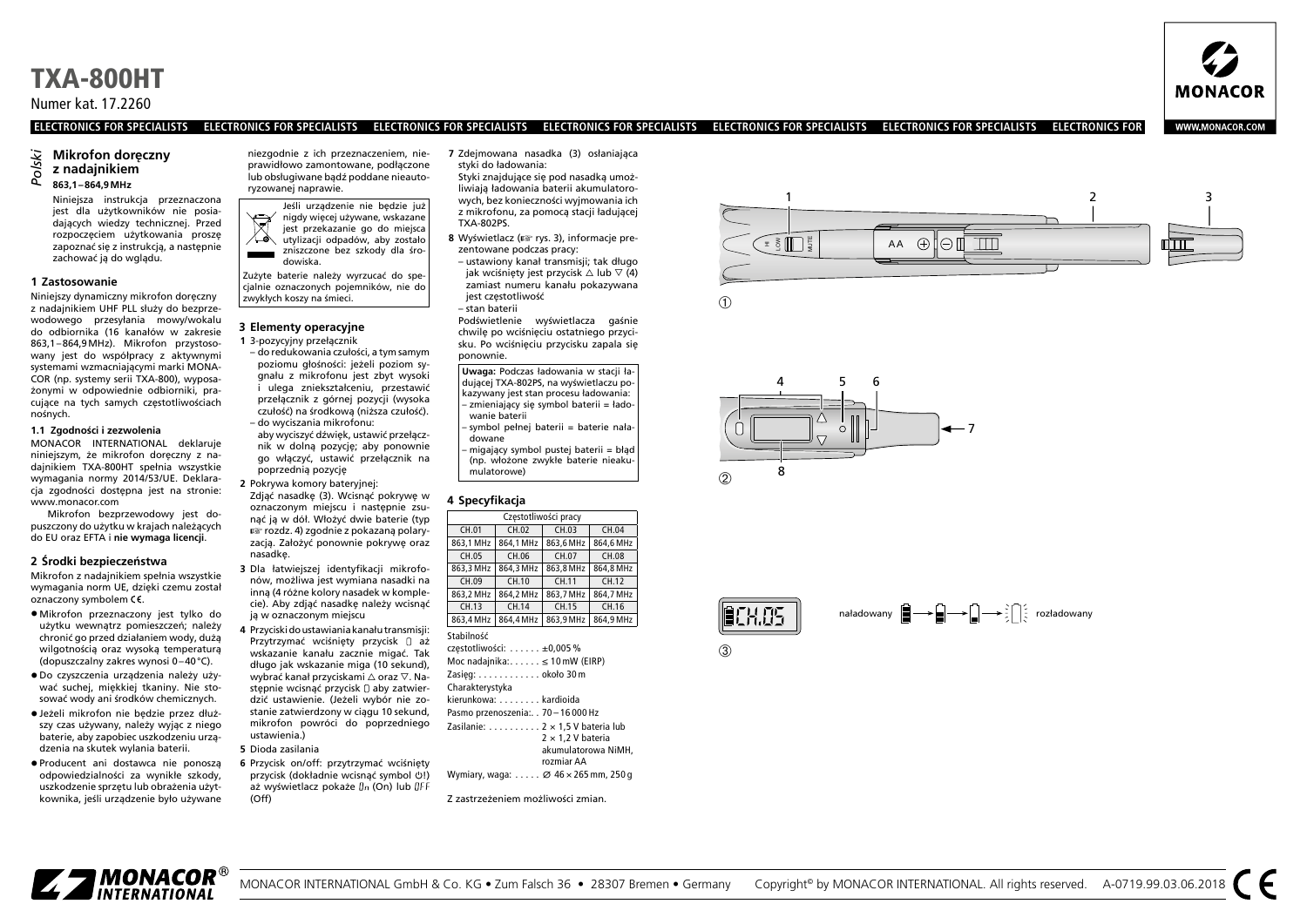# TXA-800HT

Numer kat. 17.2260

## Mikrofon doręczny z nadajnikiem

**863,1–864,9 MHz**

Niniejsza instrukcja przeznaczona jest dla użytkowników nie posiadających wiedzy technicznej. Przed rozpoczęciem użytkowania proszę zapoznać się z instrukcją, a następnie zachować ją do wglądu.

### 1 Zastosowanie

Niniejszy dynamiczny mikrofon doręczny z nadajnikiem UHF PLL służy do bezprzewodowego przesyłania mowy/wokalu do odbiornika (16 kanałów w zakresie 863,1–864,9 MHz). Mikrofon przystosowany jest do współpracy z aktywnymi systemami wzmacniającymi marki MONACOR (np. systemy serii TXA-800), wyposażonymi w odpowiednie odbiorniki, pracujące na tych samych częstotliwościach nośnych.

#### 1.1 Zgodności i zezwolenia

MONACOR INTERNATIONAL deklaruje niniejszym, że mikrofon doręczny z nadajnikiem TXA-800HT spełnia wszystkie wymagania normy 2014/53/UE. Deklaracja zgodności dostępna jest na stronie: www.monacor.com

Mikrofon bezprzewodowy jest dopuszczony do użytku w krajach należących do EU oraz EFTA i **nie wymaga licencji**.

### 2 Środki bezpieczeństwa

Mikrofon z nadajnikiem spełnia wszystkie wymagania norm UE, dzięki czemu został oznaczony symbolem CE.

- Mikrofon przeznaczony jest tylko do użytku wewnątrz pomieszczeń; należy chronić go przed działaniem wody, dużą wilgotnością oraz wysoką temperaturą (dopuszczalny zakres wynosi 0–40 °C).
- Do czyszczenia urządzenia należy używać suchej, miękkiej tkaniny. Nie stosować wody ani środków chemicznych.
- Jeżeli mikrofon nie będzie przez dłuższy czas używany, należy wyjąć z niego baterie, aby zapobiec uszkodzeniu urządzenia na skutek wylania baterii.
- Producent ani dostawca nie ponoszą odpowiedzialności za wynikłe szkody, uszkodzenie sprzętu lub obrażenia użytkownika, jeśli urządzenie było używane niezgodnie z ich przeznaczeniem, nieprawidłowo zamontowane, podłączone lub obsługiwane bądź poddane nieautoryzowanej naprawie.

Jeśli urządzenie nie będzie już nigdy więcej używane, wskazane jest przekazanie go do miejsca utylizacji odpadów, aby zostało zniszczone bez szkody dla środowiska.

Zużyte baterie należy wyrzucać do specjalnie oznaczonych pojemników, nie do zwykłych koszy na śmieci.

### 3 Elementy operacyjne

**1** 3-pozycyjny przełącznik
- do redukowania czułości, a tym samym poziomu głośności: jeżeli poziom sygnału z mikrofonu jest zbyt wysoki i ulega zniekształceniu, przestawić przełącznik z górnej pozycji (wysoka czułość) na środkową (niższa czułość).
- do wyciszania mikrofonu: aby wyciszyć dźwięk, ustawić przełącznik w dolną pozycję; aby ponownie go włączyć, ustawić przełącznik na poprzednią pozycję

**2** Pokrywa komory bateryjnej: Zdjąć nasadkę (3). Wcisnąć pokrywę w oznaczonym miejscu i następnie zsunąć ją w dół. Włożyć dwie baterie (typ ☞ rozdz. 4) zgodnie z pokazaną polaryzacją. Założyć ponownie pokrywę oraz nasadkę.

**3** Dla łatwiejszej identyfikacji mikrofonów, możliwa jest wymiana nasadki na inną (4 różne kolory nasadek w komplecie). Aby zdjąć nasadkę należy wcisnąć ją w oznaczonym miejscu

**4** Przyciski do ustawiania kanału transmisji: Przytrzymać wciśnięty przycisk ▯ aż wskazanie kanału zacznie migać. Tak długo jak wskazanie miga (10 sekund), wybrać kanał przyciskami △ oraz ▽. Następnie wcisnąć przycisk ▯ aby zatwierdzić ustawienie. (Jeżeli wybór nie zostanie zatwierdzony w ciągu 10 sekund, mikrofon powróci do poprzedniego ustawienia.)

**5** Dioda zasilania

**6** Przycisk on/off: przytrzymać wciśnięty przycisk (dokładnie wcisnąć symbol ⏻!) aż wyświetlacz pokaże On (On) lub OFF (Off)

**7** Zdejmowana nasadka (3) osłaniająca styki do ładowania: Styki znajdujące się pod nasadką umożliwiają ładowania baterii akumulatorowych, bez konieczności wyjmowania ich z mikrofonu, za pomocą stacji ładującej TXA-802PS.

**8** Wyświetlacz (☞ rys. 3), informacje prezentowane podczas pracy:
- ustawiony kanał transmisji; tak długo jak wciśnięty jest przycisk △ lub ▽ (4) zamiast numeru kanału pokazywana jest częstotliwość
- stan baterii

Podświetlenie wyświetlacza gaśnie chwilę po wciśnięciu ostatniego przycisku. Po wciśnięciu przycisku zapala się ponownie.

**Uwaga:** Podczas ładowania w stacji ładującej TXA-802PS, na wyświetlaczu pokazywany jest stan procesu ładowania:
- zmieniający się symbol baterii = ładowanie baterii
- symbol pełnej baterii = baterie naładowane
- migający symbol pustej baterii = błąd (np. włożone zwykłe baterie nieakumulatorowe)

### 4 Specyfikacja

| Częstotliwości pracy | | | |
|---|---|---|---|
| CH.01 | CH.02 | CH.03 | CH.04 |
| 863,1 MHz | 864,1 MHz | 863,6 MHz | 864,6 MHz |
| CH.05 | CH.06 | CH.07 | CH.08 |
| 863,3 MHz | 864,3 MHz | 863,8 MHz | 864,8 MHz |
| CH.09 | CH.10 | CH.11 | CH.12 |
| 863,2 MHz | 864,2 MHz | 863,7 MHz | 864,7 MHz |
| CH.13 | CH.14 | CH.15 | CH.16 |
| 863,4 MHz | 864,4 MHz | 863,9 MHz | 864,9 MHz |

Stabilność częstotliwości: ±0,005 %

Moc nadajnika: ≤ 10 mW (EIRP)

Zasięg: około 30 m

Charakterystyka kierunkowa: kardioida

Pasmo przenoszenia: 70–16 000 Hz

Zasilanie: 2 × 1,5 V bateria lub 2 × 1,2 V bateria akumulatorowa NiMH, rozmiar AA

Wymiary, waga: Ø 46 × 265 mm, 250 g

Z zastrzeżeniem możliwości zmian.

1 2 3

①

4 5 6 7 8

②

naładowany → rozładowany

③

MONACOR INTERNATIONAL GmbH & Co. KG • Zum Falsch 36 • 28307 Bremen • Germany Copyright© by MONACOR INTERNATIONAL. All rights reserved. A-0719.99.03.06.2018